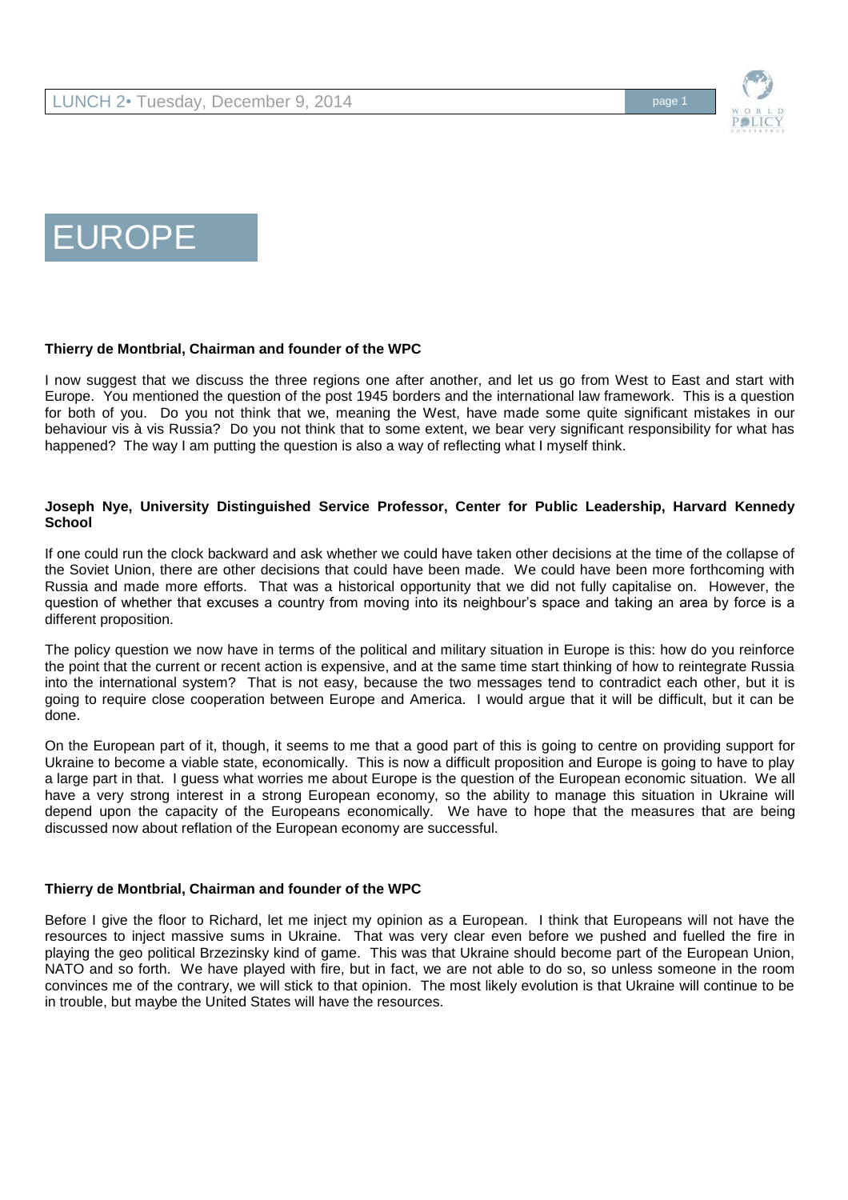# EUROPE

**Thierry de Montbrial, Chairman and founder of the WPC**

I now suggest that we discuss the three regions one after another, and let us go from West to East and start with Europe. You mentioned the question of the post 1945 borders and the international law framework. This is a question for both of you. Do you not think that we, meaning the West, have made some quite significant mistakes in our behaviour vis à vis Russia? Do you not think that to some extent, we bear very significant responsibility for what has happened? The way I am putting the question is also a way of reflecting what I myself think.

**Joseph Nye, University Distinguished Service Professor, Center for Public Leadership, Harvard Kennedy School**

If one could run the clock backward and ask whether we could have taken other decisions at the time of the collapse of the Soviet Union, there are other decisions that could have been made. We could have been more forthcoming with Russia and made more efforts. That was a historical opportunity that we did not fully capitalise on. However, the question of whether that excuses a country from moving into its neighbour's space and taking an area by force is a different proposition.

The policy question we now have in terms of the political and military situation in Europe is this: how do you reinforce the point that the current or recent action is expensive, and at the same time start thinking of how to reintegrate Russia into the international system? That is not easy, because the two messages tend to contradict each other, but it is going to require close cooperation between Europe and America. I would argue that it will be difficult, but it can be done.

On the European part of it, though, it seems to me that a good part of this is going to centre on providing support for Ukraine to become a viable state, economically. This is now a difficult proposition and Europe is going to have to play a large part in that. I guess what worries me about Europe is the question of the European economic situation. We all have a very strong interest in a strong European economy, so the ability to manage this situation in Ukraine will depend upon the capacity of the Europeans economically. We have to hope that the measures that are being discussed now about reflation of the European economy are successful.

**Thierry de Montbrial, Chairman and founder of the WPC**

Before I give the floor to Richard, let me inject my opinion as a European. I think that Europeans will not have the resources to inject massive sums in Ukraine. That was very clear even before we pushed and fuelled the fire in playing the geo political Brzezinsky kind of game. This was that Ukraine should become part of the European Union, NATO and so forth. We have played with fire, but in fact, we are not able to do so, so unless someone in the room convinces me of the contrary, we will stick to that opinion. The most likely evolution is that Ukraine will continue to be in trouble, but maybe the United States will have the resources.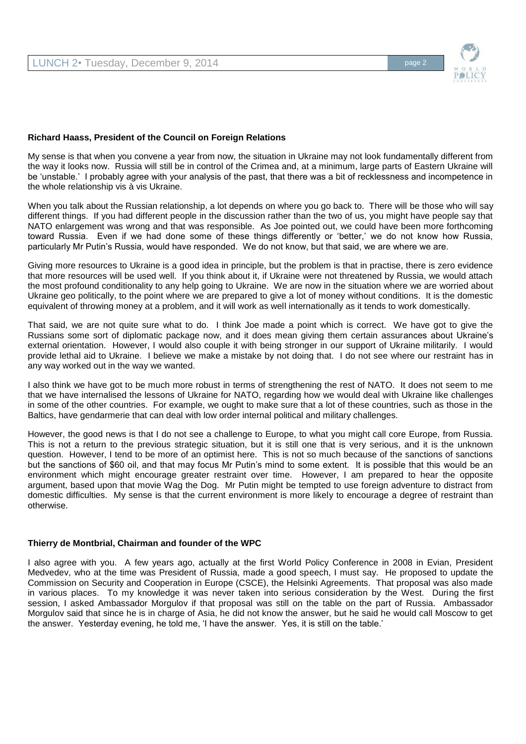**Richard Haass, President of the Council on Foreign Relations**

My sense is that when you convene a year from now, the situation in Ukraine may not look fundamentally different from the way it looks now. Russia will still be in control of the Crimea and, at a minimum, large parts of Eastern Ukraine will be 'unstable.' I probably agree with your analysis of the past, that there was a bit of recklessness and incompetence in the whole relationship vis à vis Ukraine.

When you talk about the Russian relationship, a lot depends on where you go back to. There will be those who will say different things. If you had different people in the discussion rather than the two of us, you might have people say that NATO enlargement was wrong and that was responsible. As Joe pointed out, we could have been more forthcoming toward Russia. Even if we had done some of these things differently or 'better,' we do not know how Russia, particularly Mr Putin's Russia, would have responded. We do not know, but that said, we are where we are.

Giving more resources to Ukraine is a good idea in principle, but the problem is that in practise, there is zero evidence that more resources will be used well. If you think about it, if Ukraine were not threatened by Russia, we would attach the most profound conditionality to any help going to Ukraine. We are now in the situation where we are worried about Ukraine geo politically, to the point where we are prepared to give a lot of money without conditions. It is the domestic equivalent of throwing money at a problem, and it will work as well internationally as it tends to work domestically.

That said, we are not quite sure what to do. I think Joe made a point which is correct. We have got to give the Russians some sort of diplomatic package now, and it does mean giving them certain assurances about Ukraine's external orientation. However, I would also couple it with being stronger in our support of Ukraine militarily. I would provide lethal aid to Ukraine. I believe we make a mistake by not doing that. I do not see where our restraint has in any way worked out in the way we wanted.

I also think we have got to be much more robust in terms of strengthening the rest of NATO. It does not seem to me that we have internalised the lessons of Ukraine for NATO, regarding how we would deal with Ukraine like challenges in some of the other countries. For example, we ought to make sure that a lot of these countries, such as those in the Baltics, have gendarmerie that can deal with low order internal political and military challenges.

However, the good news is that I do not see a challenge to Europe, to what you might call core Europe, from Russia. This is not a return to the previous strategic situation, but it is still one that is very serious, and it is the unknown question. However, I tend to be more of an optimist here. This is not so much because of the sanctions of sanctions but the sanctions of $60 oil, and that may focus Mr Putin's mind to some extent. It is possible that this would be an environment which might encourage greater restraint over time. However, I am prepared to hear the opposite argument, based upon that movie Wag the Dog. Mr Putin might be tempted to use foreign adventure to distract from domestic difficulties. My sense is that the current environment is more likely to encourage a degree of restraint than otherwise.

**Thierry de Montbrial, Chairman and founder of the WPC**

I also agree with you. A few years ago, actually at the first World Policy Conference in 2008 in Evian, President Medvedev, who at the time was President of Russia, made a good speech, I must say. He proposed to update the Commission on Security and Cooperation in Europe (CSCE), the Helsinki Agreements. That proposal was also made in various places. To my knowledge it was never taken into serious consideration by the West. During the first session, I asked Ambassador Morgulov if that proposal was still on the table on the part of Russia. Ambassador Morgulov said that since he is in charge of Asia, he did not know the answer, but he said he would call Moscow to get the answer. Yesterday evening, he told me, 'I have the answer. Yes, it is still on the table.'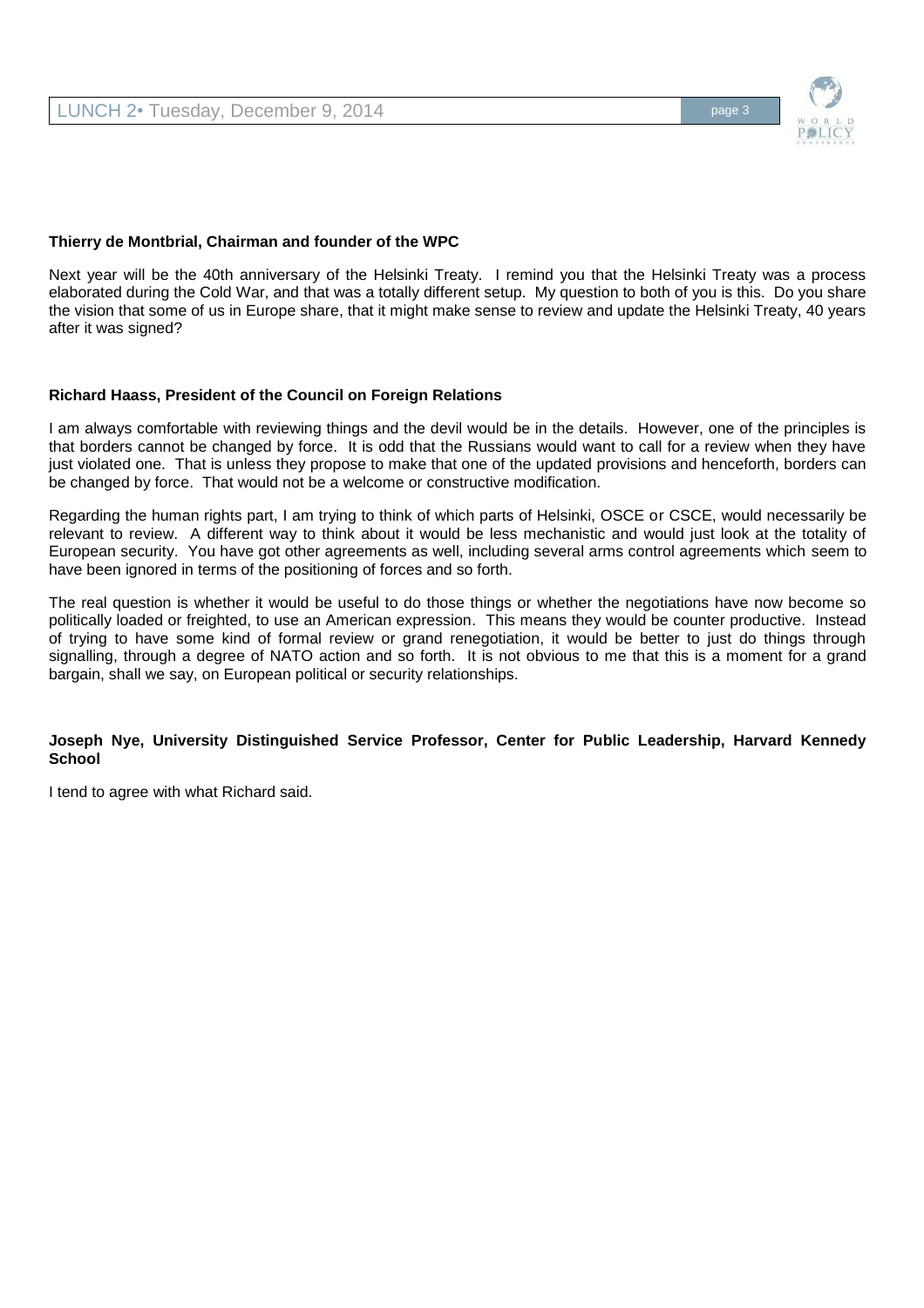**Thierry de Montbrial, Chairman and founder of the WPC**

Next year will be the 40th anniversary of the Helsinki Treaty. I remind you that the Helsinki Treaty was a process elaborated during the Cold War, and that was a totally different setup. My question to both of you is this. Do you share the vision that some of us in Europe share, that it might make sense to review and update the Helsinki Treaty, 40 years after it was signed?

**Richard Haass, President of the Council on Foreign Relations**

I am always comfortable with reviewing things and the devil would be in the details. However, one of the principles is that borders cannot be changed by force. It is odd that the Russians would want to call for a review when they have just violated one. That is unless they propose to make that one of the updated provisions and henceforth, borders can be changed by force. That would not be a welcome or constructive modification.

Regarding the human rights part, I am trying to think of which parts of Helsinki, OSCE or CSCE, would necessarily be relevant to review. A different way to think about it would be less mechanistic and would just look at the totality of European security. You have got other agreements as well, including several arms control agreements which seem to have been ignored in terms of the positioning of forces and so forth.

The real question is whether it would be useful to do those things or whether the negotiations have now become so politically loaded or freighted, to use an American expression. This means they would be counter productive. Instead of trying to have some kind of formal review or grand renegotiation, it would be better to just do things through signalling, through a degree of NATO action and so forth. It is not obvious to me that this is a moment for a grand bargain, shall we say, on European political or security relationships.

**Joseph Nye, University Distinguished Service Professor, Center for Public Leadership, Harvard Kennedy School**

I tend to agree with what Richard said.